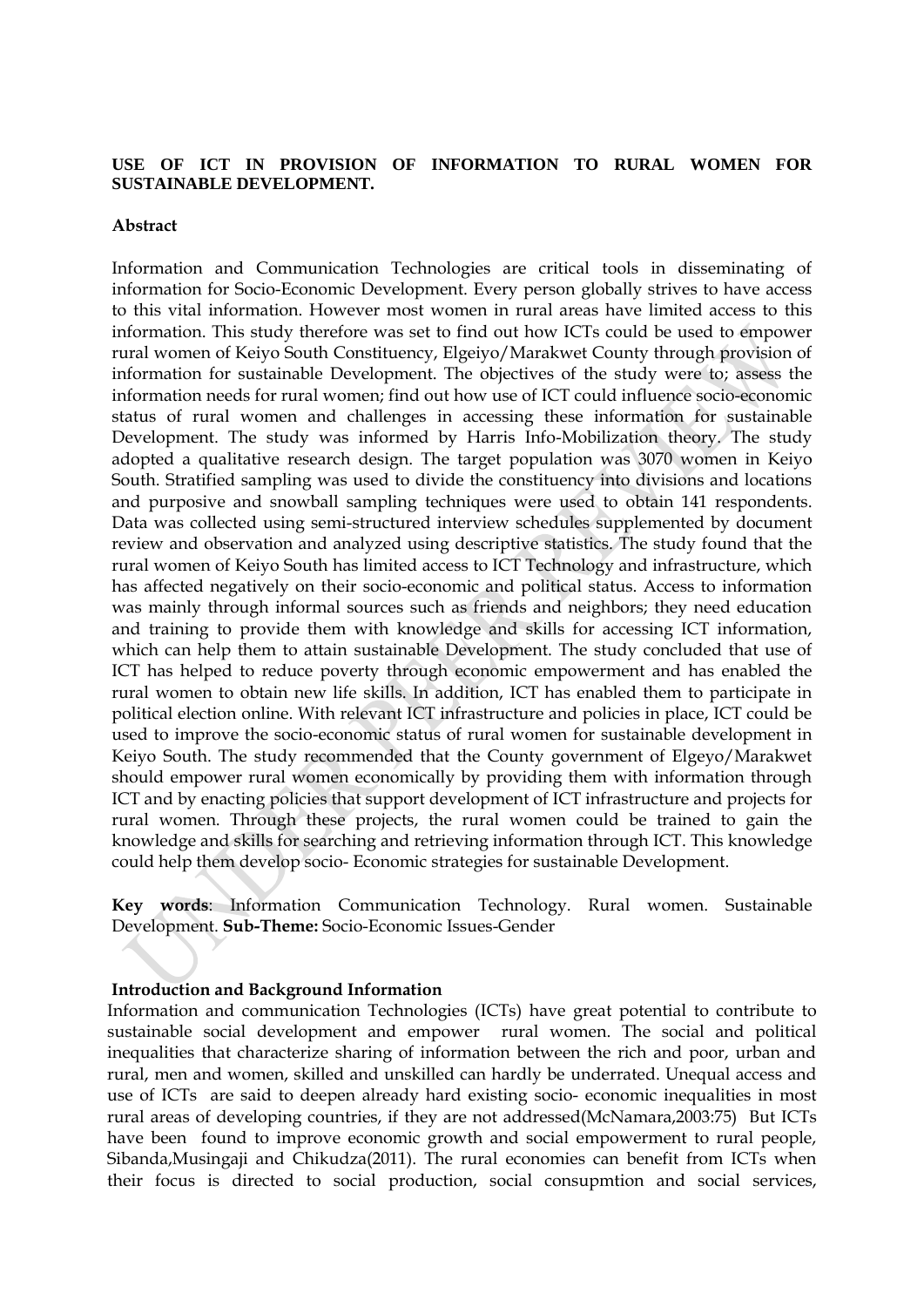# USE OF ICT IN PROVISION OF INFORMATION TO RURAL WOMEN FOR SUSTAINABLE DEVELOPMENT.

## Abstract

Information and Communication Technologies are critical tools in disseminating of information for Socio-Economic Development. Every person globally strives to have access to this vital information. However most women in rural areas have limited access to this information. This study therefore was set to find out how ICTs could be used to empower rural women of Keiyo South Constituency, Elgeiyo/Marakwet County through provision of information for sustainable Development. The objectives of the study were to; assess the information needs for rural women; find out how use of ICT could influence socio-economic status of rural women and challenges in accessing these information for sustainable Development. The study was informed by Harris Info-Mobilization theory. The study adopted a qualitative research design. The target population was 3070 women in Keiyo South. Stratified sampling was used to divide the constituency into divisions and locations and purposive and snowball sampling techniques were used to obtain 141 respondents. Data was collected using semi-structured interview schedules supplemented by document review and observation and analyzed using descriptive statistics. The study found that the rural women of Keiyo South has limited access to ICT Technology and infrastructure, which has affected negatively on their socio-economic and political status. Access to information was mainly through informal sources such as friends and neighbors; they need education and training to provide them with knowledge and skills for accessing ICT information, which can help them to attain sustainable Development. The study concluded that use of ICT has helped to reduce poverty through economic empowerment and has enabled the rural women to obtain new life skills. In addition, ICT has enabled them to participate in political election online. With relevant ICT infrastructure and policies in place, ICT could be used to improve the socio-economic status of rural women for sustainable development in Keiyo South. The study recommended that the County government of Elgeyo/Marakwet should empower rural women economically by providing them with information through ICT and by enacting policies that support development of ICT infrastructure and projects for rural women. Through these projects, the rural women could be trained to gain the knowledge and skills for searching and retrieving information through ICT. This knowledge could help them develop socio- Economic strategies for sustainable Development.

**Key words**: Information Communication Technology. Rural women. Sustainable Development. **Sub-Theme:** Socio-Economic Issues-Gender

## Introduction and Background Information

Information and communication Technologies (ICTs) have great potential to contribute to sustainable social development and empower rural women. The social and political inequalities that characterize sharing of information between the rich and poor, urban and rural, men and women, skilled and unskilled can hardly be underrated. Unequal access and use of ICTs are said to deepen already hard existing socio- economic inequalities in most rural areas of developing countries, if they are not addressed(McNamara,2003:75) But ICTs have been found to improve economic growth and social empowerment to rural people, Sibanda,Musingaji and Chikudza(2011). The rural economies can benefit from ICTs when their focus is directed to social production, social consupmtion and social services,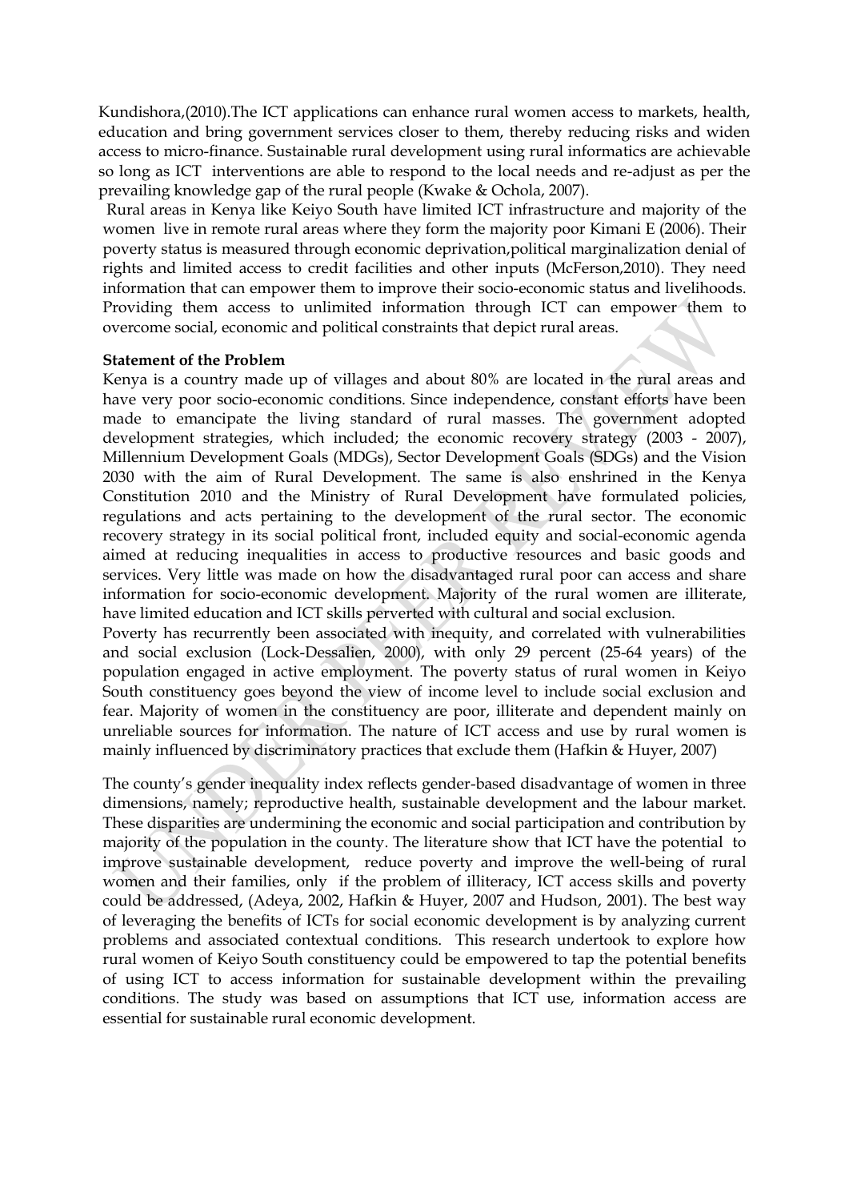Kundishora,(2010).The ICT applications can enhance rural women access to markets, health, education and bring government services closer to them, thereby reducing risks and widen access to micro-finance. Sustainable rural development using rural informatics are achievable so long as ICT interventions are able to respond to the local needs and re-adjust as per the prevailing knowledge gap of the rural people (Kwake & Ochola, 2007).

Rural areas in Kenya like Keiyo South have limited ICT infrastructure and majority of the women live in remote rural areas where they form the majority poor Kimani E (2006). Their poverty status is measured through economic deprivation,political marginalization denial of rights and limited access to credit facilities and other inputs (McFerson,2010). They need information that can empower them to improve their socio-economic status and livelihoods. Providing them access to unlimited information through ICT can empower them to overcome social, economic and political constraints that depict rural areas.

**Statement of the Problem**

Kenya is a country made up of villages and about 80% are located in the rural areas and have very poor socio-economic conditions. Since independence, constant efforts have been made to emancipate the living standard of rural masses. The government adopted development strategies, which included; the economic recovery strategy (2003 - 2007), Millennium Development Goals (MDGs), Sector Development Goals (SDGs) and the Vision 2030 with the aim of Rural Development. The same is also enshrined in the Kenya Constitution 2010 and the Ministry of Rural Development have formulated policies, regulations and acts pertaining to the development of the rural sector. The economic recovery strategy in its social political front, included equity and social-economic agenda aimed at reducing inequalities in access to productive resources and basic goods and services. Very little was made on how the disadvantaged rural poor can access and share information for socio-economic development. Majority of the rural women are illiterate, have limited education and ICT skills perverted with cultural and social exclusion.

Poverty has recurrently been associated with inequity, and correlated with vulnerabilities and social exclusion (Lock-Dessalien, 2000), with only 29 percent (25-64 years) of the population engaged in active employment. The poverty status of rural women in Keiyo South constituency goes beyond the view of income level to include social exclusion and fear. Majority of women in the constituency are poor, illiterate and dependent mainly on unreliable sources for information. The nature of ICT access and use by rural women is mainly influenced by discriminatory practices that exclude them (Hafkin & Huyer, 2007)

The county's gender inequality index reflects gender-based disadvantage of women in three dimensions, namely; reproductive health, sustainable development and the labour market. These disparities are undermining the economic and social participation and contribution by majority of the population in the county. The literature show that ICT have the potential to improve sustainable development, reduce poverty and improve the well-being of rural women and their families, only if the problem of illiteracy, ICT access skills and poverty could be addressed, (Adeya, 2002, Hafkin & Huyer, 2007 and Hudson, 2001). The best way of leveraging the benefits of ICTs for social economic development is by analyzing current problems and associated contextual conditions. This research undertook to explore how rural women of Keiyo South constituency could be empowered to tap the potential benefits of using ICT to access information for sustainable development within the prevailing conditions. The study was based on assumptions that ICT use, information access are essential for sustainable rural economic development.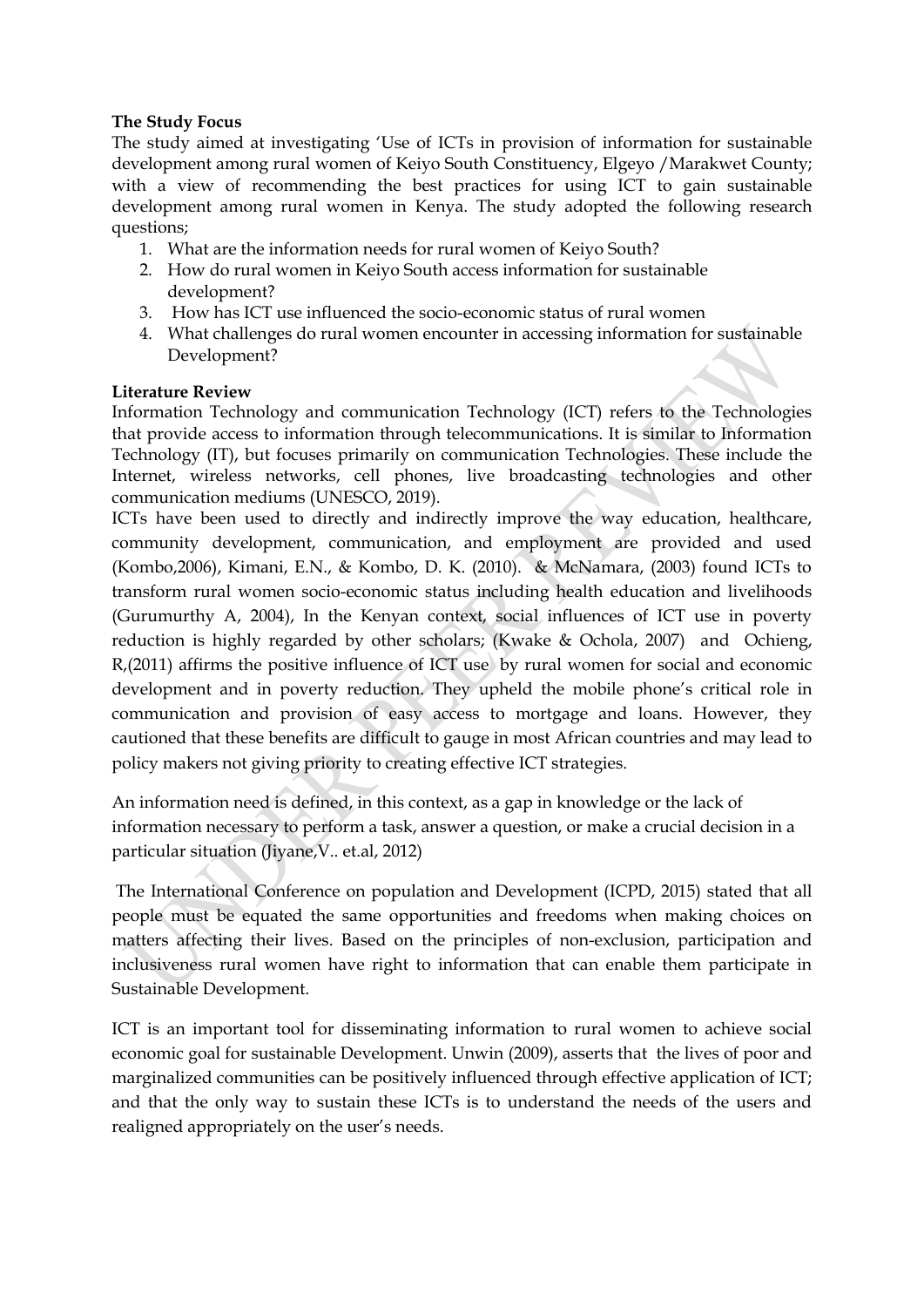**The Study Focus**

The study aimed at investigating 'Use of ICTs in provision of information for sustainable development among rural women of Keiyo South Constituency, Elgeyo /Marakwet County; with a view of recommending the best practices for using ICT to gain sustainable development among rural women in Kenya. The study adopted the following research questions;

1. What are the information needs for rural women of Keiyo South?
2. How do rural women in Keiyo South access information for sustainable development?
3. How has ICT use influenced the socio-economic status of rural women
4. What challenges do rural women encounter in accessing information for sustainable Development?

**Literature Review**

Information Technology and communication Technology (ICT) refers to the Technologies that provide access to information through telecommunications. It is similar to Information Technology (IT), but focuses primarily on communication Technologies. These include the Internet, wireless networks, cell phones, live broadcasting technologies and other communication mediums (UNESCO, 2019).

ICTs have been used to directly and indirectly improve the way education, healthcare, community development, communication, and employment are provided and used (Kombo,2006), Kimani, E.N., & Kombo, D. K. (2010). & McNamara, (2003) found ICTs to transform rural women socio-economic status including health education and livelihoods (Gurumurthy A, 2004), In the Kenyan context, social influences of ICT use in poverty reduction is highly regarded by other scholars; (Kwake & Ochola, 2007) and Ochieng, R,(2011) affirms the positive influence of ICT use by rural women for social and economic development and in poverty reduction. They upheld the mobile phone's critical role in communication and provision of easy access to mortgage and loans. However, they cautioned that these benefits are difficult to gauge in most African countries and may lead to policy makers not giving priority to creating effective ICT strategies.

An information need is defined, in this context, as a gap in knowledge or the lack of information necessary to perform a task, answer a question, or make a crucial decision in a particular situation (Jiyane,V.. et.al, 2012)

The International Conference on population and Development (ICPD, 2015) stated that all people must be equated the same opportunities and freedoms when making choices on matters affecting their lives. Based on the principles of non-exclusion, participation and inclusiveness rural women have right to information that can enable them participate in Sustainable Development.

ICT is an important tool for disseminating information to rural women to achieve social economic goal for sustainable Development. Unwin (2009), asserts that the lives of poor and marginalized communities can be positively influenced through effective application of ICT; and that the only way to sustain these ICTs is to understand the needs of the users and realigned appropriately on the user's needs.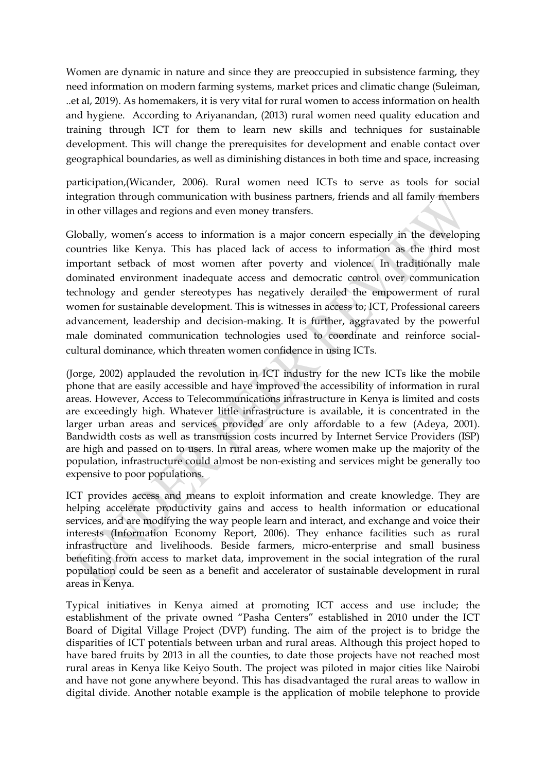Women are dynamic in nature and since they are preoccupied in subsistence farming, they need information on modern farming systems, market prices and climatic change (Suleiman, ..et al, 2019). As homemakers, it is very vital for rural women to access information on health and hygiene. According to Ariyanandan, (2013) rural women need quality education and training through ICT for them to learn new skills and techniques for sustainable development. This will change the prerequisites for development and enable contact over geographical boundaries, as well as diminishing distances in both time and space, increasing participation,(Wicander, 2006). Rural women need ICTs to serve as tools for social integration through communication with business partners, friends and all family members in other villages and regions and even money transfers.

Globally, women's access to information is a major concern especially in the developing countries like Kenya. This has placed lack of access to information as the third most important setback of most women after poverty and violence. In traditionally male dominated environment inadequate access and democratic control over communication technology and gender stereotypes has negatively derailed the empowerment of rural women for sustainable development. This is witnesses in access to; ICT, Professional careers advancement, leadership and decision-making. It is further, aggravated by the powerful male dominated communication technologies used to coordinate and reinforce social-cultural dominance, which threaten women confidence in using ICTs.

(Jorge, 2002) applauded the revolution in ICT industry for the new ICTs like the mobile phone that are easily accessible and have improved the accessibility of information in rural areas. However, Access to Telecommunications infrastructure in Kenya is limited and costs are exceedingly high. Whatever little infrastructure is available, it is concentrated in the larger urban areas and services provided are only affordable to a few (Adeya, 2001). Bandwidth costs as well as transmission costs incurred by Internet Service Providers (ISP) are high and passed on to users. In rural areas, where women make up the majority of the population, infrastructure could almost be non-existing and services might be generally too expensive to poor populations.

ICT provides access and means to exploit information and create knowledge. They are helping accelerate productivity gains and access to health information or educational services, and are modifying the way people learn and interact, and exchange and voice their interests (Information Economy Report, 2006). They enhance facilities such as rural infrastructure and livelihoods. Beside farmers, micro-enterprise and small business benefiting from access to market data, improvement in the social integration of the rural population could be seen as a benefit and accelerator of sustainable development in rural areas in Kenya.

Typical initiatives in Kenya aimed at promoting ICT access and use include; the establishment of the private owned "Pasha Centers" established in 2010 under the ICT Board of Digital Village Project (DVP) funding. The aim of the project is to bridge the disparities of ICT potentials between urban and rural areas. Although this project hoped to have bared fruits by 2013 in all the counties, to date those projects have not reached most rural areas in Kenya like Keiyo South. The project was piloted in major cities like Nairobi and have not gone anywhere beyond. This has disadvantaged the rural areas to wallow in digital divide. Another notable example is the application of mobile telephone to provide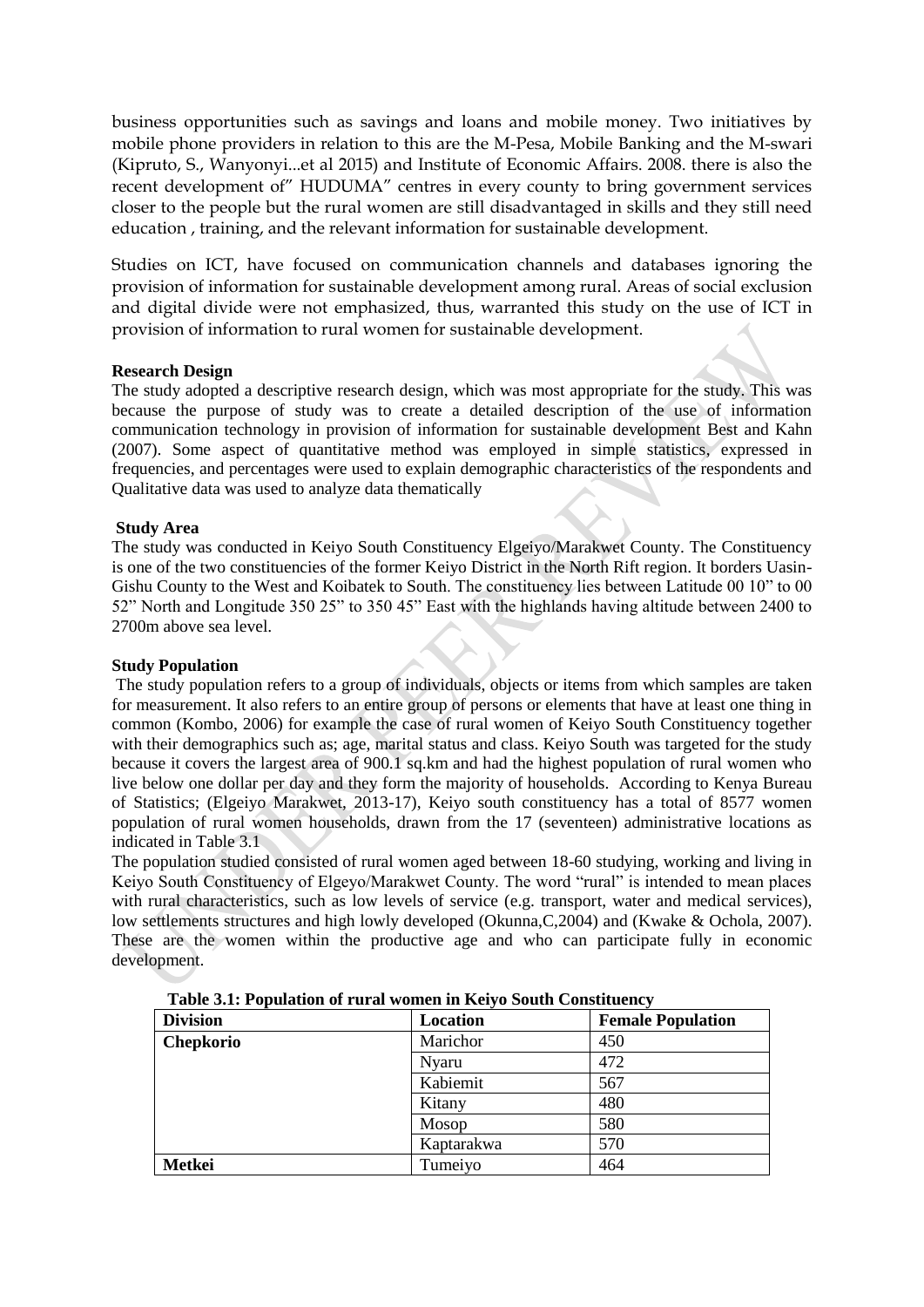business opportunities such as savings and loans and mobile money. Two initiatives by mobile phone providers in relation to this are the M-Pesa, Mobile Banking and the M-swari (Kipruto, S., Wanyonyi...et al 2015) and Institute of Economic Affairs. 2008. there is also the recent development of" HUDUMA" centres in every county to bring government services closer to the people but the rural women are still disadvantaged in skills and they still need education , training, and the relevant information for sustainable development.

Studies on ICT, have focused on communication channels and databases ignoring the provision of information for sustainable development among rural. Areas of social exclusion and digital divide were not emphasized, thus, warranted this study on the use of ICT in provision of information to rural women for sustainable development.

**Research Design**

The study adopted a descriptive research design, which was most appropriate for the study. This was because the purpose of study was to create a detailed description of the use of information communication technology in provision of information for sustainable development Best and Kahn (2007). Some aspect of quantitative method was employed in simple statistics, expressed in frequencies, and percentages were used to explain demographic characteristics of the respondents and Qualitative data was used to analyze data thematically

**Study Area**

The study was conducted in Keiyo South Constituency Elgeiyo/Marakwet County. The Constituency is one of the two constituencies of the former Keiyo District in the North Rift region. It borders Uasin-Gishu County to the West and Koibatek to South. The constituency lies between Latitude 00 10" to 00 52" North and Longitude 350 25" to 350 45" East with the highlands having altitude between 2400 to 2700m above sea level.

**Study Population**

The study population refers to a group of individuals, objects or items from which samples are taken for measurement. It also refers to an entire group of persons or elements that have at least one thing in common (Kombo, 2006) for example the case of rural women of Keiyo South Constituency together with their demographics such as; age, marital status and class. Keiyo South was targeted for the study because it covers the largest area of 900.1 sq.km and had the highest population of rural women who live below one dollar per day and they form the majority of households. According to Kenya Bureau of Statistics; (Elgeiyo Marakwet, 2013-17), Keiyo south constituency has a total of 8577 women population of rural women households, drawn from the 17 (seventeen) administrative locations as indicated in Table 3.1

The population studied consisted of rural women aged between 18-60 studying, working and living in Keiyo South Constituency of Elgeyo/Marakwet County. The word "rural" is intended to mean places with rural characteristics, such as low levels of service (e.g. transport, water and medical services), low settlements structures and high lowly developed (Okunna,C,2004) and (Kwake & Ochola, 2007). These are the women within the productive age and who can participate fully in economic development.

**Table 3.1: Population of rural women in Keiyo South Constituency**

| Division | Location | Female Population |
|---|---|---|
| **Chepkorio** | Marichor | 450 |
| | Nyaru | 472 |
| | Kabiemit | 567 |
| | Kitany | 480 |
| | Mosop | 580 |
| | Kaptarakwa | 570 |
| **Metkei** | Tumeiyo | 464 |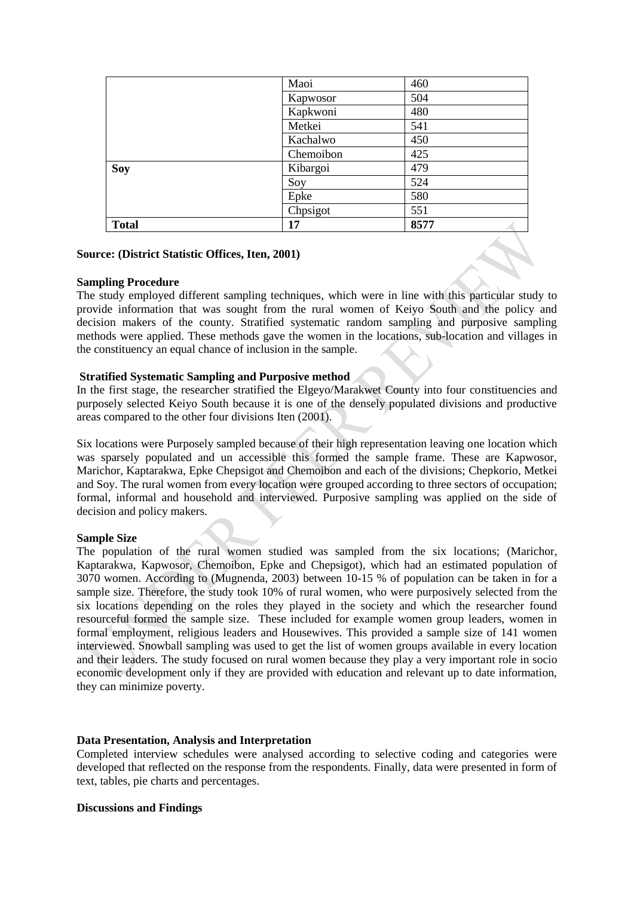| | | |
|---|---|---|
| | Maoi | 460 |
| | Kapwosor | 504 |
| | Kapkwoni | 480 |
| | Metkei | 541 |
| | Kachalwo | 450 |
| | Chemoibon | 425 |
| **Soy** | Kibargoi | 479 |
| | Soy | 524 |
| | Epke | 580 |
| | Chpsigot | 551 |
| **Total** | **17** | **8577** |

**Source: (District Statistic Offices, Iten, 2001)**

**Sampling Procedure**

The study employed different sampling techniques, which were in line with this particular study to provide information that was sought from the rural women of Keiyo South and the policy and decision makers of the county. Stratified systematic random sampling and purposive sampling methods were applied. These methods gave the women in the locations, sub-location and villages in the constituency an equal chance of inclusion in the sample.

**Stratified Systematic Sampling and Purposive method**

In the first stage, the researcher stratified the Elgeyo/Marakwet County into four constituencies and purposely selected Keiyo South because it is one of the densely populated divisions and productive areas compared to the other four divisions Iten (2001).

Six locations were Purposely sampled because of their high representation leaving one location which was sparsely populated and un accessible this formed the sample frame. These are Kapwosor, Marichor, Kaptarakwa, Epke Chepsigot and Chemoibon and each of the divisions; Chepkorio, Metkei and Soy. The rural women from every location were grouped according to three sectors of occupation; formal, informal and household and interviewed. Purposive sampling was applied on the side of decision and policy makers.

**Sample Size**

The population of the rural women studied was sampled from the six locations; (Marichor, Kaptarakwa, Kapwosor, Chemoibon, Epke and Chepsigot), which had an estimated population of 3070 women. According to (Mugnenda, 2003) between 10-15 % of population can be taken in for a sample size. Therefore, the study took 10% of rural women, who were purposively selected from the six locations depending on the roles they played in the society and which the researcher found resourceful formed the sample size. These included for example women group leaders, women in formal employment, religious leaders and Housewives. This provided a sample size of 141 women interviewed. Snowball sampling was used to get the list of women groups available in every location and their leaders. The study focused on rural women because they play a very important role in socio economic development only if they are provided with education and relevant up to date information, they can minimize poverty.

**Data Presentation, Analysis and Interpretation**

Completed interview schedules were analysed according to selective coding and categories were developed that reflected on the response from the respondents. Finally, data were presented in form of text, tables, pie charts and percentages.

**Discussions and Findings**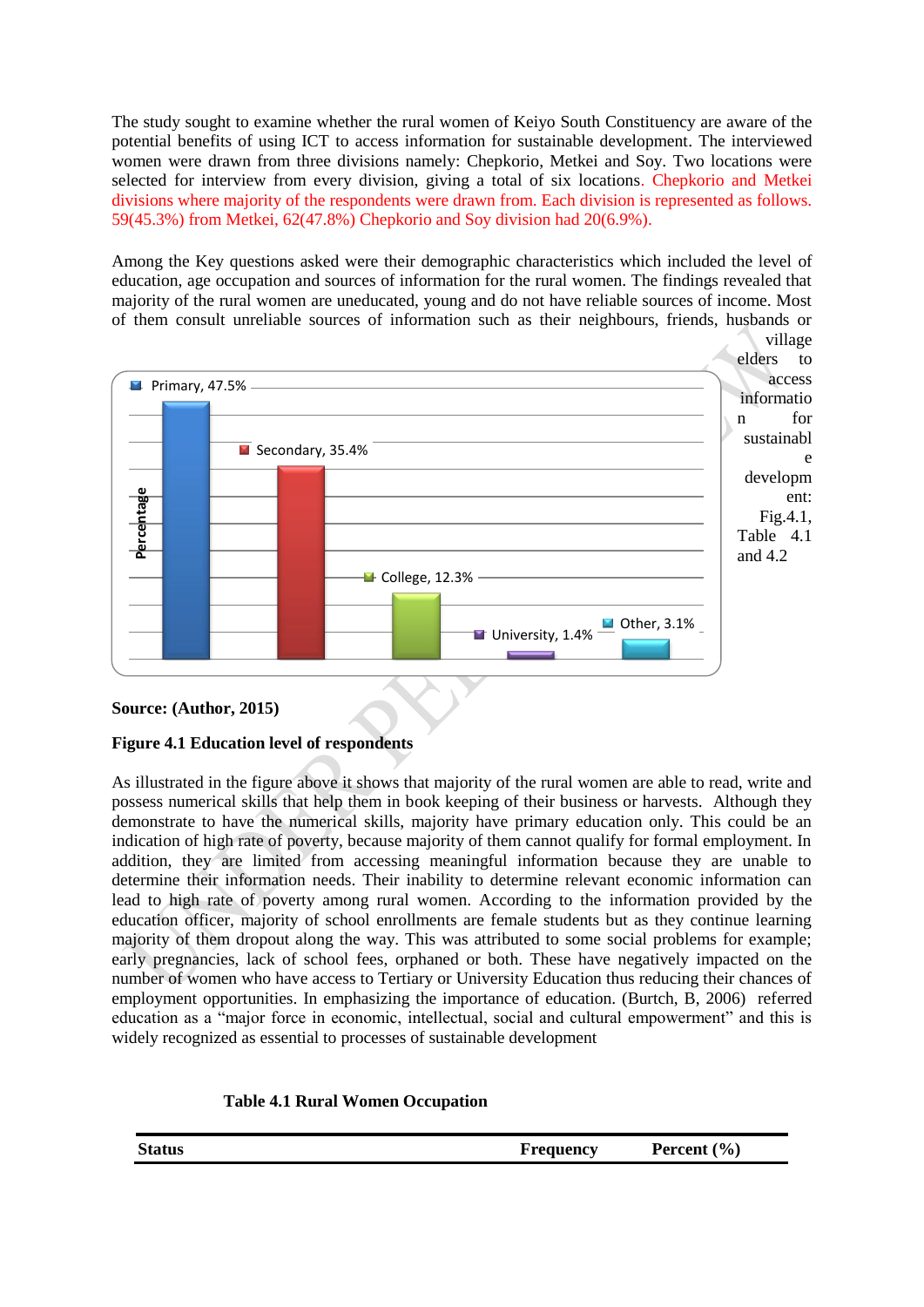The study sought to examine whether the rural women of Keiyo South Constituency are aware of the potential benefits of using ICT to access information for sustainable development. The interviewed women were drawn from three divisions namely: Chepkorio, Metkei and Soy. Two locations were selected for interview from every division, giving a total of six locations. Chepkorio and Metkei divisions where majority of the respondents were drawn from. Each division is represented as follows. 59(45.3%) from Metkei, 62(47.8%) Chepkorio and Soy division had 20(6.9%).

Among the Key questions asked were their demographic characteristics which included the level of education, age occupation and sources of information for the rural women. The findings revealed that majority of the rural women are uneducated, young and do not have reliable sources of income. Most of them consult unreliable sources of information such as their neighbours, friends, husbands or village elders to access information for sustainable development: Fig.4.1, Table 4.1 and 4.2

Percentage

Primary, 47.5%
Secondary, 35.4%
College, 12.3%
University, 1.4%
Other, 3.1%

**Source: (Author, 2015)**

**Figure 4.1 Education level of respondents**

As illustrated in the figure above it shows that majority of the rural women are able to read, write and possess numerical skills that help them in book keeping of their business or harvests. Although they demonstrate to have the numerical skills, majority have primary education only. This could be an indication of high rate of poverty, because majority of them cannot qualify for formal employment. In addition, they are limited from accessing meaningful information because they are unable to determine their information needs. Their inability to determine relevant economic information can lead to high rate of poverty among rural women. According to the information provided by the education officer, majority of school enrollments are female students but as they continue learning majority of them dropout along the way. This was attributed to some social problems for example; early pregnancies, lack of school fees, orphaned or both. These have negatively impacted on the number of women who have access to Tertiary or University Education thus reducing their chances of employment opportunities. In emphasizing the importance of education. (Burtch, B, 2006) referred education as a "major force in economic, intellectual, social and cultural empowerment" and this is widely recognized as essential to processes of sustainable development

**Table 4.1 Rural Women Occupation**

| Status | Frequency | Percent (%) |
|---|---|---|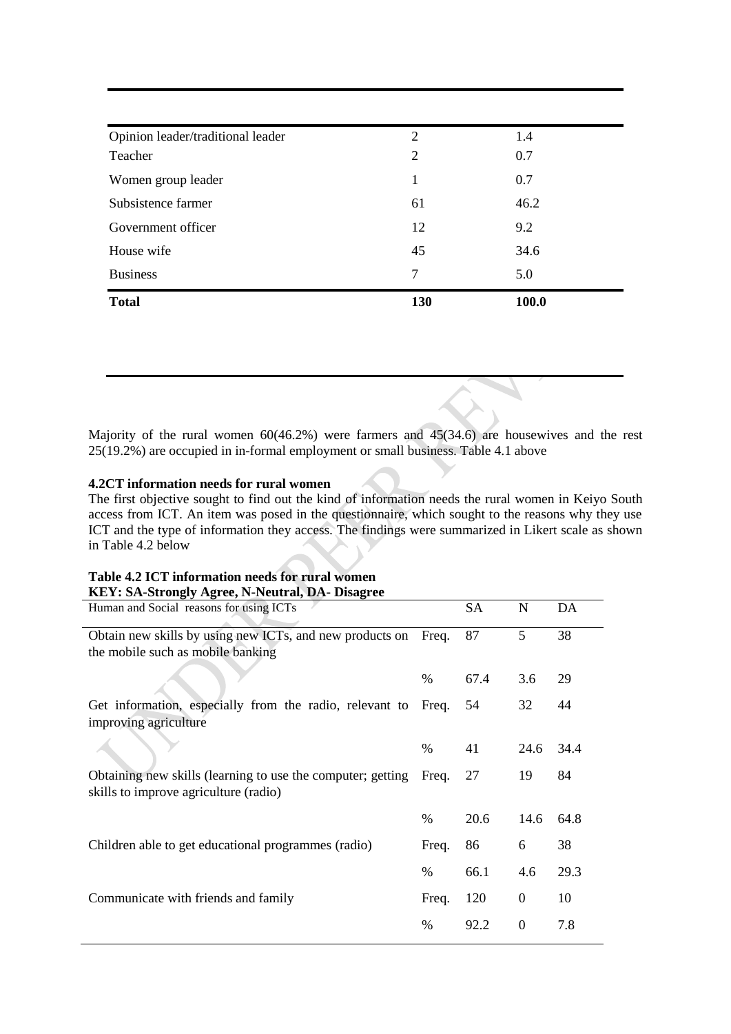| | | |
|---|---|---|
| Opinion leader/traditional leader | 2 | 1.4 |
| Teacher | 2 | 0.7 |
| Women group leader | 1 | 0.7 |
| Subsistence farmer | 61 | 46.2 |
| Government officer | 12 | 9.2 |
| House wife | 45 | 34.6 |
| Business | 7 | 5.0 |
| **Total** | **130** | **100.0** |

Majority of the rural women 60(46.2%) were farmers and 45(34.6) are housewives and the rest 25(19.2%) are occupied in in-formal employment or small business. Table 4.1 above

**4.2CT information needs for rural women**

The first objective sought to find out the kind of information needs the rural women in Keiyo South access from ICT. An item was posed in the questionnaire, which sought to the reasons why they use ICT and the type of information they access. The findings were summarized in Likert scale as shown in Table 4.2 below

**Table 4.2 ICT information needs for rural women**
**KEY: SA-Strongly Agree, N-Neutral, DA- Disagree**

| Human and Social reasons for using ICTs | | SA | N | DA |
|---|---|---|---|---|
| Obtain new skills by using new ICTs, and new products on the mobile such as mobile banking | Freq. | 87 | 5 | 38 |
| | % | 67.4 | 3.6 | 29 |
| Get information, especially from the radio, relevant to improving agriculture | Freq. | 54 | 32 | 44 |
| | % | 41 | 24.6 | 34.4 |
| Obtaining new skills (learning to use the computer; getting skills to improve agriculture (radio) | Freq. | 27 | 19 | 84 |
| | % | 20.6 | 14.6 | 64.8 |
| Children able to get educational programmes (radio) | Freq. | 86 | 6 | 38 |
| | % | 66.1 | 4.6 | 29.3 |
| Communicate with friends and family | Freq. | 120 | 0 | 10 |
| | % | 92.2 | 0 | 7.8 |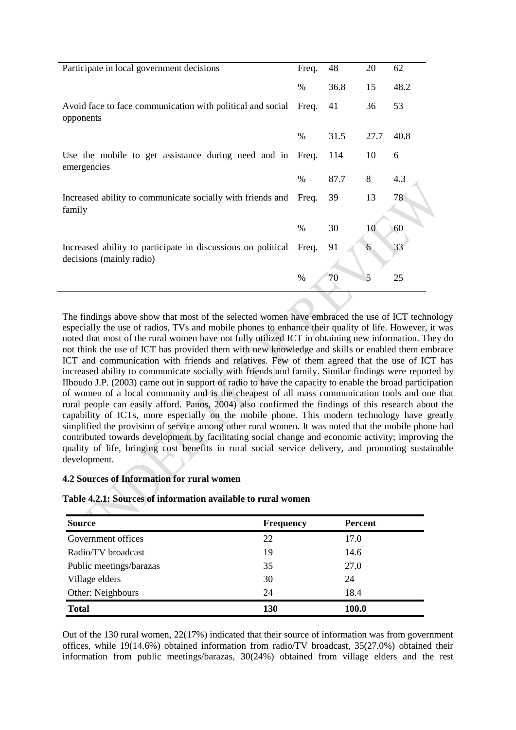| | | | | |
|---|---|---|---|---|
| Participate in local government decisions | Freq. | 48 | 20 | 62 |
| | % | 36.8 | 15 | 48.2 |
| Avoid face to face communication with political and social opponents | Freq. | 41 | 36 | 53 |
| | % | 31.5 | 27.7 | 40.8 |
| Use the mobile to get assistance during need and in emergencies | Freq. | 114 | 10 | 6 |
| | % | 87.7 | 8 | 4.3 |
| Increased ability to communicate socially with friends and family | Freq. | 39 | 13 | 78 |
| | % | 30 | 10 | 60 |
| Increased ability to participate in discussions on political decisions (mainly radio) | Freq. | 91 | 6 | 33 |
| | % | 70 | 5 | 25 |

The findings above show that most of the selected women have embraced the use of ICT technology especially the use of radios, TVs and mobile phones to enhance their quality of life. However, it was noted that most of the rural women have not fully utilized ICT in obtaining new information. They do not think the use of ICT has provided them with new knowledge and skills or enabled them embrace ICT and communication with friends and relatives. Few of them agreed that the use of ICT has increased ability to communicate socially with friends and family. Similar findings were reported by IIboudo J.P. (2003) came out in support of radio to have the capacity to enable the broad participation of women of a local community and is the cheapest of all mass communication tools and one that rural people can easily afford. Panos, 2004) also confirmed the findings of this research about the capability of ICTs, more especially on the mobile phone. This modern technology have greatly simplified the provision of service among other rural women. It was noted that the mobile phone had contributed towards development by facilitating social change and economic activity; improving the quality of life, bringing cost benefits in rural social service delivery, and promoting sustainable development.

**4.2 Sources of Information for rural women**

**Table 4.2.1: Sources of information available to rural women**

| Source | Frequency | Percent |
|---|---|---|
| Government offices | 22 | 17.0 |
| Radio/TV broadcast | 19 | 14.6 |
| Public meetings/barazas | 35 | 27.0 |
| Village elders | 30 | 24 |
| Other: Neighbours | 24 | 18.4 |
| **Total** | **130** | **100.0** |

Out of the 130 rural women, 22(17%) indicated that their source of information was from government offices, while 19(14.6%) obtained information from radio/TV broadcast, 35(27.0%) obtained their information from public meetings/barazas, 30(24%) obtained from village elders and the rest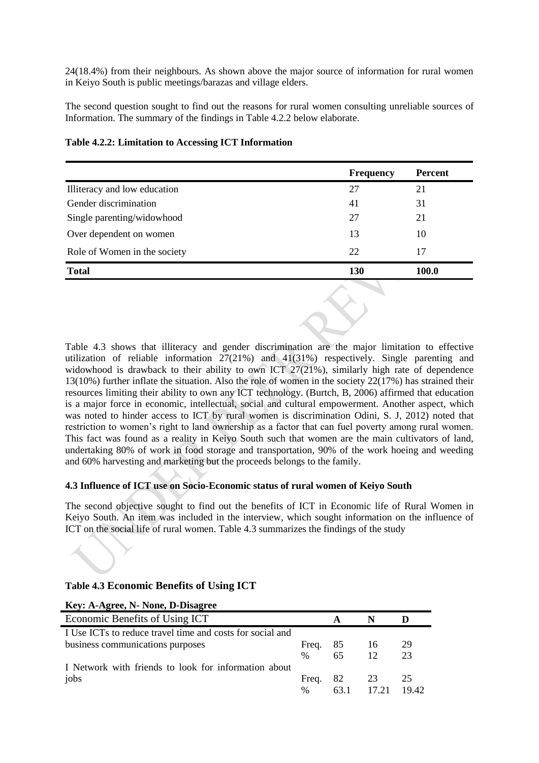24(18.4%) from their neighbours. As shown above the major source of information for rural women in Keiyo South is public meetings/barazas and village elders.

The second question sought to find out the reasons for rural women consulting unreliable sources of Information. The summary of the findings in Table 4.2.2 below elaborate.

**Table 4.2.2: Limitation to Accessing ICT Information**

| | Frequency | Percent |
|---|---|---|
| Illiteracy and low education | 27 | 21 |
| Gender discrimination | 41 | 31 |
| Single parenting/widowhood | 27 | 21 |
| Over dependent on women | 13 | 10 |
| Role of Women in the society | 22 | 17 |
| **Total** | **130** | **100.0** |

Table 4.3 shows that illiteracy and gender discrimination are the major limitation to effective utilization of reliable information 27(21%) and 41(31%) respectively. Single parenting and widowhood is drawback to their ability to own ICT 27(21%), similarly high rate of dependence 13(10%) further inflate the situation. Also the role of women in the society 22(17%) has strained their resources limiting their ability to own any ICT technology. (Burtch, B, 2006) affirmed that education is a major force in economic, intellectual, social and cultural empowerment. Another aspect, which was noted to hinder access to ICT by rural women is discrimination Odini, S. J, 2012) noted that restriction to women's right to land ownership as a factor that can fuel poverty among rural women. This fact was found as a reality in Keiyo South such that women are the main cultivators of land, undertaking 80% of work in food storage and transportation, 90% of the work hoeing and weeding and 60% harvesting and marketing but the proceeds belongs to the family.

#### 4.3 Influence of ICT use on Socio-Economic status of rural women of Keiyo South

The second objective sought to find out the benefits of ICT in Economic life of Rural Women in Keiyo South. An item was included in the interview, which sought information on the influence of ICT on the social life of rural women. Table 4.3 summarizes the findings of the study

**Table 4.3 Economic Benefits of Using ICT**

**Key: A-Agree, N- None, D-Disagree**

| Economic Benefits of Using ICT | | A | N | D |
|---|---|---|---|---|
| I Use ICTs to reduce travel time and costs for social and business communications purposes | Freq. | 85 | 16 | 29 |
| | % | 65 | 12 | 23 |
| I Network with friends to look for information about jobs | Freq. | 82 | 23 | 25 |
| | % | 63.1 | 17.21 | 19.42 |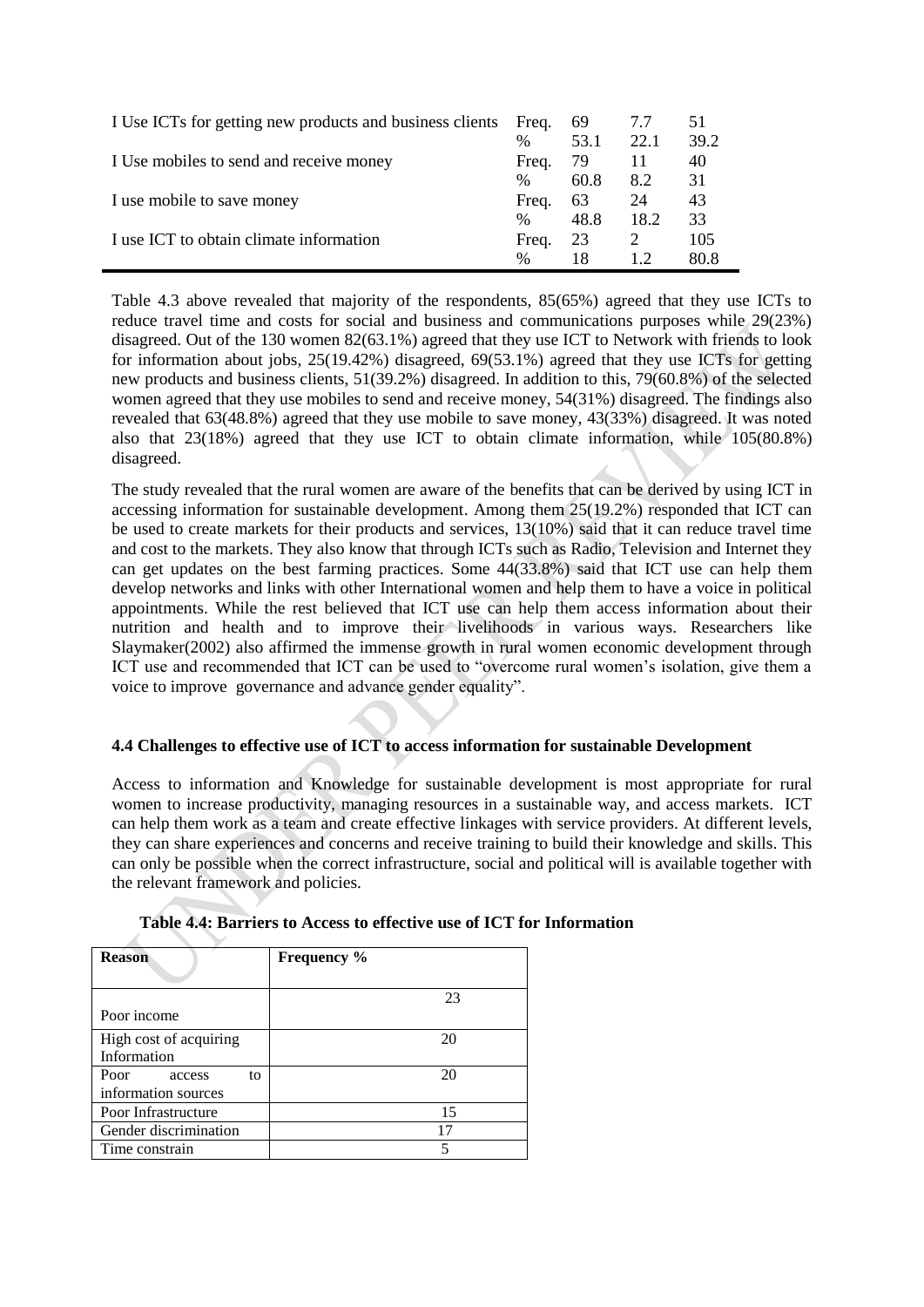| I Use ICTs for getting new products and business clients | Freq. | 69 | 7.7 | 51 |
|---|---|---|---|---|
| | % | 53.1 | 22.1 | 39.2 |
| I Use mobiles to send and receive money | Freq. | 79 | 11 | 40 |
| | % | 60.8 | 8.2 | 31 |
| I use mobile to save money | Freq. | 63 | 24 | 43 |
| | % | 48.8 | 18.2 | 33 |
| I use ICT to obtain climate information | Freq. | 23 | 2 | 105 |
| | % | 18 | 1.2 | 80.8 |

Table 4.3 above revealed that majority of the respondents, 85(65%) agreed that they use ICTs to reduce travel time and costs for social and business and communications purposes while 29(23%) disagreed. Out of the 130 women 82(63.1%) agreed that they use ICT to Network with friends to look for information about jobs, 25(19.42%) disagreed, 69(53.1%) agreed that they use ICTs for getting new products and business clients, 51(39.2%) disagreed. In addition to this, 79(60.8%) of the selected women agreed that they use mobiles to send and receive money, 54(31%) disagreed. The findings also revealed that 63(48.8%) agreed that they use mobile to save money, 43(33%) disagreed. It was noted also that 23(18%) agreed that they use ICT to obtain climate information, while 105(80.8%) disagreed.

The study revealed that the rural women are aware of the benefits that can be derived by using ICT in accessing information for sustainable development. Among them 25(19.2%) responded that ICT can be used to create markets for their products and services, 13(10%) said that it can reduce travel time and cost to the markets. They also know that through ICTs such as Radio, Television and Internet they can get updates on the best farming practices. Some 44(33.8%) said that ICT use can help them develop networks and links with other International women and help them to have a voice in political appointments. While the rest believed that ICT use can help them access information about their nutrition and health and to improve their livelihoods in various ways. Researchers like Slaymaker(2002) also affirmed the immense growth in rural women economic development through ICT use and recommended that ICT can be used to "overcome rural women's isolation, give them a voice to improve governance and advance gender equality".

### 4.4 Challenges to effective use of ICT to access information for sustainable Development

Access to information and Knowledge for sustainable development is most appropriate for rural women to increase productivity, managing resources in a sustainable way, and access markets. ICT can help them work as a team and create effective linkages with service providers. At different levels, they can share experiences and concerns and receive training to build their knowledge and skills. This can only be possible when the correct infrastructure, social and political will is available together with the relevant framework and policies.

**Table 4.4: Barriers to Access to effective use of ICT for Information**

| Reason | Frequency % |
|---|---|
| Poor income | 23 |
| High cost of acquiring Information | 20 |
| Poor access to information sources | 20 |
| Poor Infrastructure | 15 |
| Gender discrimination | 17 |
| Time constrain | 5 |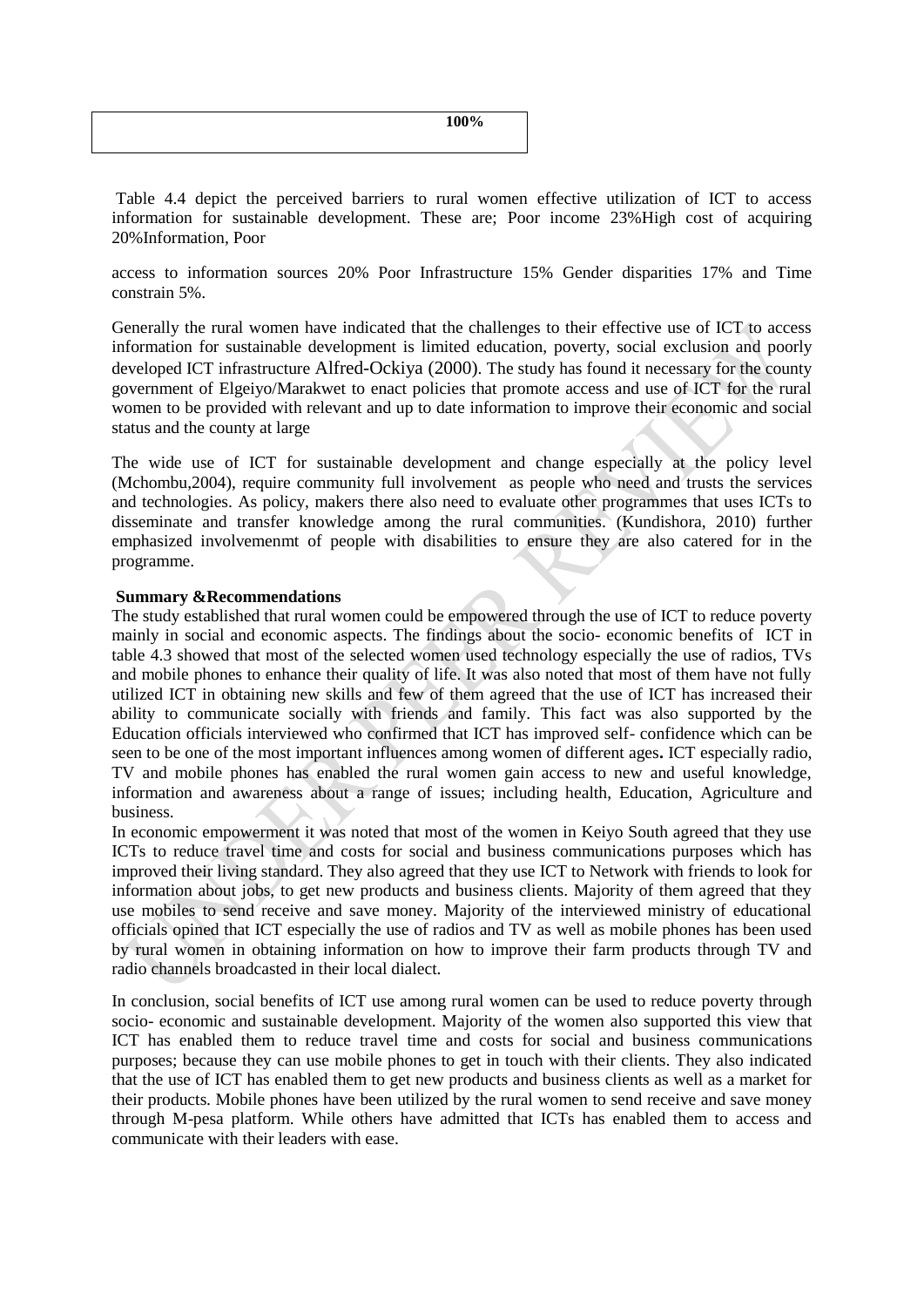| | 100% |
|---|---|

Table 4.4 depict the perceived barriers to rural women effective utilization of ICT to access information for sustainable development. These are; Poor income 23%High cost of acquiring 20%Information, Poor

access to information sources 20% Poor Infrastructure 15% Gender disparities 17% and Time constrain 5%.

Generally the rural women have indicated that the challenges to their effective use of ICT to access information for sustainable development is limited education, poverty, social exclusion and poorly developed ICT infrastructure Alfred-Ockiya (2000). The study has found it necessary for the county government of Elgeiyo/Marakwet to enact policies that promote access and use of ICT for the rural women to be provided with relevant and up to date information to improve their economic and social status and the county at large

The wide use of ICT for sustainable development and change especially at the policy level (Mchombu,2004), require community full involvement as people who need and trusts the services and technologies. As policy, makers there also need to evaluate other programmes that uses ICTs to disseminate and transfer knowledge among the rural communities. (Kundishora, 2010) further emphasized involvemenmt of people with disabilities to ensure they are also catered for in the programme.

**Summary &Recommendations**

The study established that rural women could be empowered through the use of ICT to reduce poverty mainly in social and economic aspects. The findings about the socio- economic benefits of ICT in table 4.3 showed that most of the selected women used technology especially the use of radios, TVs and mobile phones to enhance their quality of life. It was also noted that most of them have not fully utilized ICT in obtaining new skills and few of them agreed that the use of ICT has increased their ability to communicate socially with friends and family. This fact was also supported by the Education officials interviewed who confirmed that ICT has improved self- confidence which can be seen to be one of the most important influences among women of different ages**.** ICT especially radio, TV and mobile phones has enabled the rural women gain access to new and useful knowledge, information and awareness about a range of issues; including health, Education, Agriculture and business.

In economic empowerment it was noted that most of the women in Keiyo South agreed that they use ICTs to reduce travel time and costs for social and business communications purposes which has improved their living standard. They also agreed that they use ICT to Network with friends to look for information about jobs, to get new products and business clients. Majority of them agreed that they use mobiles to send receive and save money. Majority of the interviewed ministry of educational officials opined that ICT especially the use of radios and TV as well as mobile phones has been used by rural women in obtaining information on how to improve their farm products through TV and radio channels broadcasted in their local dialect.

In conclusion, social benefits of ICT use among rural women can be used to reduce poverty through socio- economic and sustainable development. Majority of the women also supported this view that ICT has enabled them to reduce travel time and costs for social and business communications purposes; because they can use mobile phones to get in touch with their clients. They also indicated that the use of ICT has enabled them to get new products and business clients as well as a market for their products. Mobile phones have been utilized by the rural women to send receive and save money through M-pesa platform. While others have admitted that ICTs has enabled them to access and communicate with their leaders with ease.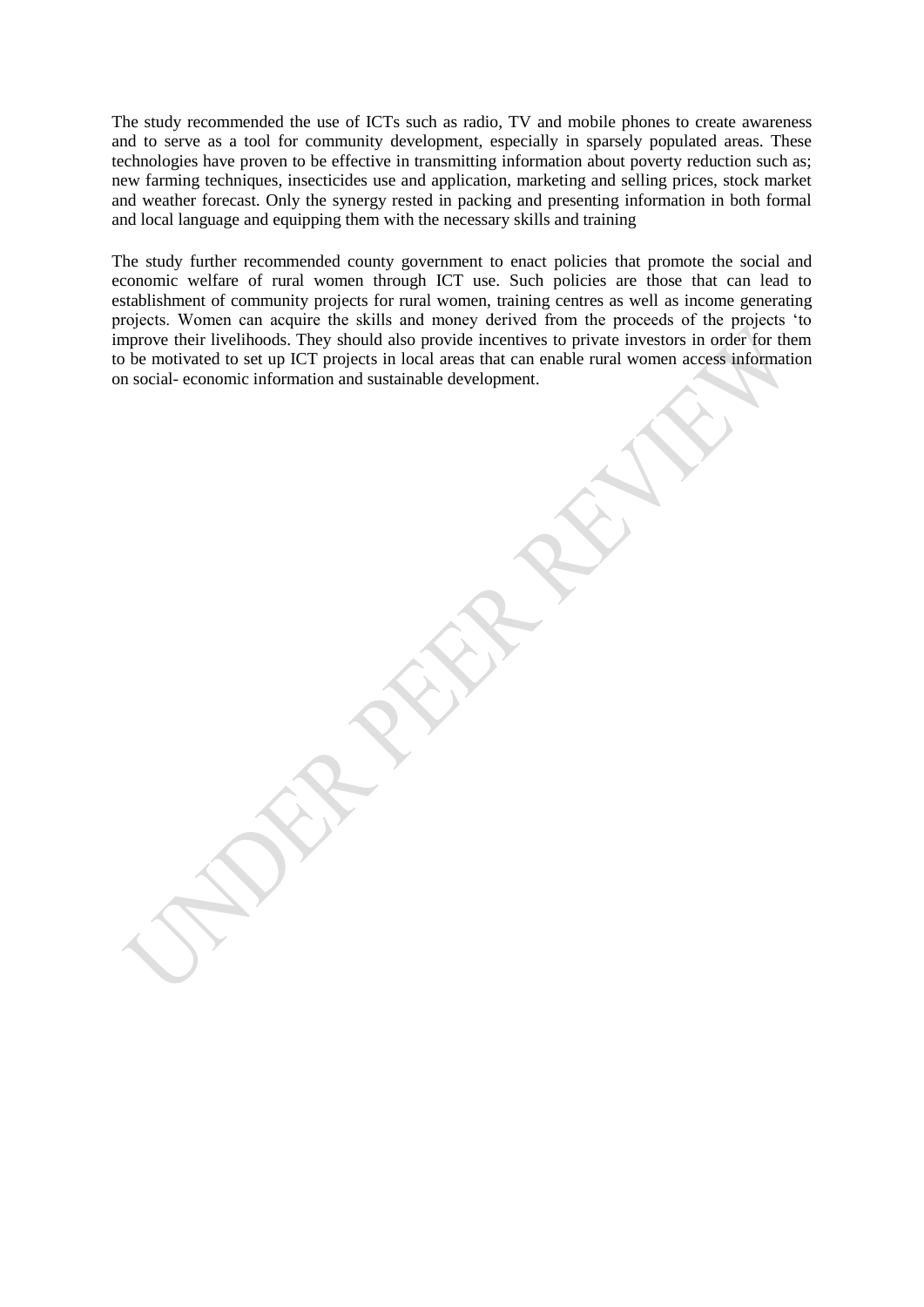The study recommended the use of ICTs such as radio, TV and mobile phones to create awareness and to serve as a tool for community development, especially in sparsely populated areas. These technologies have proven to be effective in transmitting information about poverty reduction such as; new farming techniques, insecticides use and application, marketing and selling prices, stock market and weather forecast. Only the synergy rested in packing and presenting information in both formal and local language and equipping them with the necessary skills and training

The study further recommended county government to enact policies that promote the social and economic welfare of rural women through ICT use. Such policies are those that can lead to establishment of community projects for rural women, training centres as well as income generating projects. Women can acquire the skills and money derived from the proceeds of the projects 'to improve their livelihoods. They should also provide incentives to private investors in order for them to be motivated to set up ICT projects in local areas that can enable rural women access information on social- economic information and sustainable development.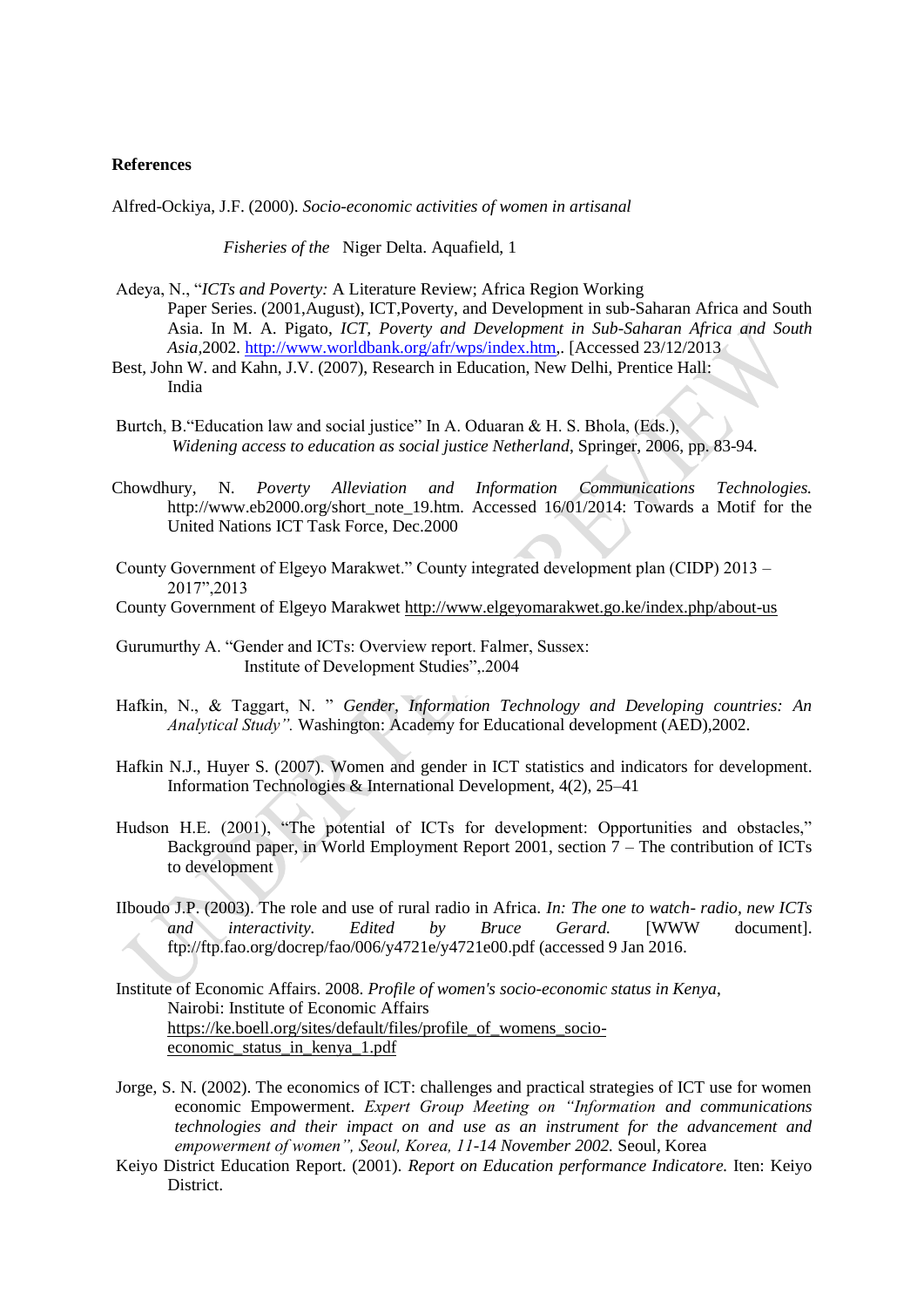**References**

Alfred-Ockiya, J.F. (2000). *Socio-economic activities of women in artisanal Fisheries of the* Niger Delta. Aquafield, 1

Adeya, N., "*ICTs and Poverty:* A Literature Review; Africa Region Working Paper Series. (2001,August), ICT,Poverty, and Development in sub-Saharan Africa and South Asia. In M. A. Pigato, *ICT, Poverty and Development in Sub-Saharan Africa and South Asia*,2002. http://www.worldbank.org/afr/wps/index.htm,. [Accessed 23/12/2013

Best, John W. and Kahn, J.V. (2007), Research in Education, New Delhi, Prentice Hall: India

Burtch, B."Education law and social justice" In A. Oduaran & H. S. Bhola, (Eds.), *Widening access to education as social justice Netherland*, Springer, 2006, pp. 83-94.

Chowdhury, N. *Poverty Alleviation and Information Communications Technologies.* http://www.eb2000.org/short_note_19.htm. Accessed 16/01/2014: Towards a Motif for the United Nations ICT Task Force, Dec.2000

County Government of Elgeyo Marakwet." County integrated development plan (CIDP) 2013 – 2017",2013

County Government of Elgeyo Marakwet http://www.elgeyomarakwet.go.ke/index.php/about-us

Gurumurthy A. "Gender and ICTs: Overview report. Falmer, Sussex: Institute of Development Studies",.2004

Hafkin, N., & Taggart, N. " *Gender, Information Technology and Developing countries: An Analytical Study".* Washington: Academy for Educational development (AED),2002.

Hafkin N.J., Huyer S. (2007). Women and gender in ICT statistics and indicators for development. Information Technologies & International Development, 4(2), 25–41

Hudson H.E. (2001), "The potential of ICTs for development: Opportunities and obstacles," Background paper, in World Employment Report 2001, section 7 – The contribution of ICTs to development

IIboudo J.P. (2003). The role and use of rural radio in Africa. *In: The one to watch- radio, new ICTs and interactivity. Edited by Bruce Gerard.* [WWW document]. ftp://ftp.fao.org/docrep/fao/006/y4721e/y4721e00.pdf (accessed 9 Jan 2016.

Institute of Economic Affairs. 2008. *Profile of women's socio-economic status in Kenya*, Nairobi: Institute of Economic Affairs https://ke.boell.org/sites/default/files/profile_of_womens_socio-economic_status_in_kenya_1.pdf

Jorge, S. N. (2002). The economics of ICT: challenges and practical strategies of ICT use for women economic Empowerment. *Expert Group Meeting on "Information and communications technologies and their impact on and use as an instrument for the advancement and empowerment of women", Seoul, Korea, 11-14 November 2002.* Seoul, Korea

Keiyo District Education Report. (2001). *Report on Education performance Indicatore.* Iten: Keiyo District.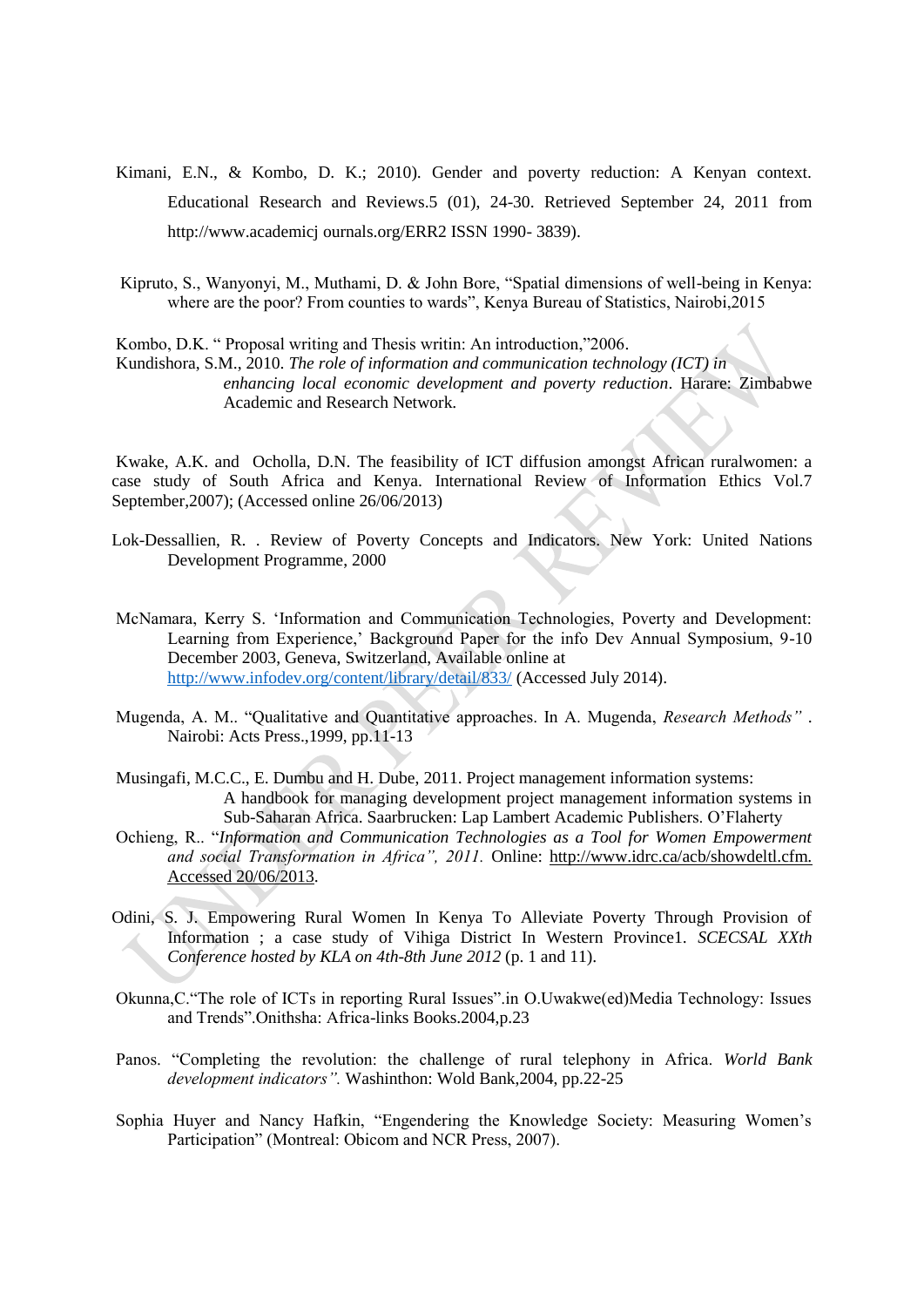Kimani, E.N., & Kombo, D. K.; 2010). Gender and poverty reduction: A Kenyan context. Educational Research and Reviews.5 (01), 24-30. Retrieved September 24, 2011 from http://www.academicj ournals.org/ERR2 ISSN 1990- 3839).

Kipruto, S., Wanyonyi, M., Muthami, D. & John Bore, "Spatial dimensions of well-being in Kenya: where are the poor? From counties to wards", Kenya Bureau of Statistics, Nairobi,2015

Kombo, D.K. " Proposal writing and Thesis writin: An introduction,"2006.

Kundishora, S.M., 2010. *The role of information and communication technology (ICT) in enhancing local economic development and poverty reduction*. Harare: Zimbabwe Academic and Research Network.

Kwake, A.K. and Ocholla, D.N. The feasibility of ICT diffusion amongst African ruralwomen: a case study of South Africa and Kenya. International Review of Information Ethics Vol.7 September,2007); (Accessed online 26/06/2013)

Lok-Dessallien, R. . Review of Poverty Concepts and Indicators. New York: United Nations Development Programme, 2000

McNamara, Kerry S. 'Information and Communication Technologies, Poverty and Development: Learning from Experience,' Background Paper for the info Dev Annual Symposium, 9-10 December 2003, Geneva, Switzerland, Available online at http://www.infodev.org/content/library/detail/833/ (Accessed July 2014).

Mugenda, A. M.. "Qualitative and Quantitative approaches. In A. Mugenda, *Research Methods"* . Nairobi: Acts Press.,1999, pp.11-13

Musingafi, M.C.C., E. Dumbu and H. Dube, 2011. Project management information systems: A handbook for managing development project management information systems in Sub-Saharan Africa. Saarbrucken: Lap Lambert Academic Publishers. O'Flaherty

Ochieng, R.. "*Information and Communication Technologies as a Tool for Women Empowerment and social Transformation in Africa", 2011.* Online: http://www.idrc.ca/acb/showdeltl.cfm. Accessed 20/06/2013.

Odini, S. J. Empowering Rural Women In Kenya To Alleviate Poverty Through Provision of Information ; a case study of Vihiga District In Western Province1. *SCECSAL XXth Conference hosted by KLA on 4th-8th June 2012* (p. 1 and 11).

Okunna,C."The role of ICTs in reporting Rural Issues".in O.Uwakwe(ed)Media Technology: Issues and Trends".Onithsha: Africa-links Books.2004,p.23

Panos. "Completing the revolution: the challenge of rural telephony in Africa. *World Bank development indicators".* Washinthon: Wold Bank,2004, pp.22-25

Sophia Huyer and Nancy Hafkin, "Engendering the Knowledge Society: Measuring Women's Participation" (Montreal: Obicom and NCR Press, 2007).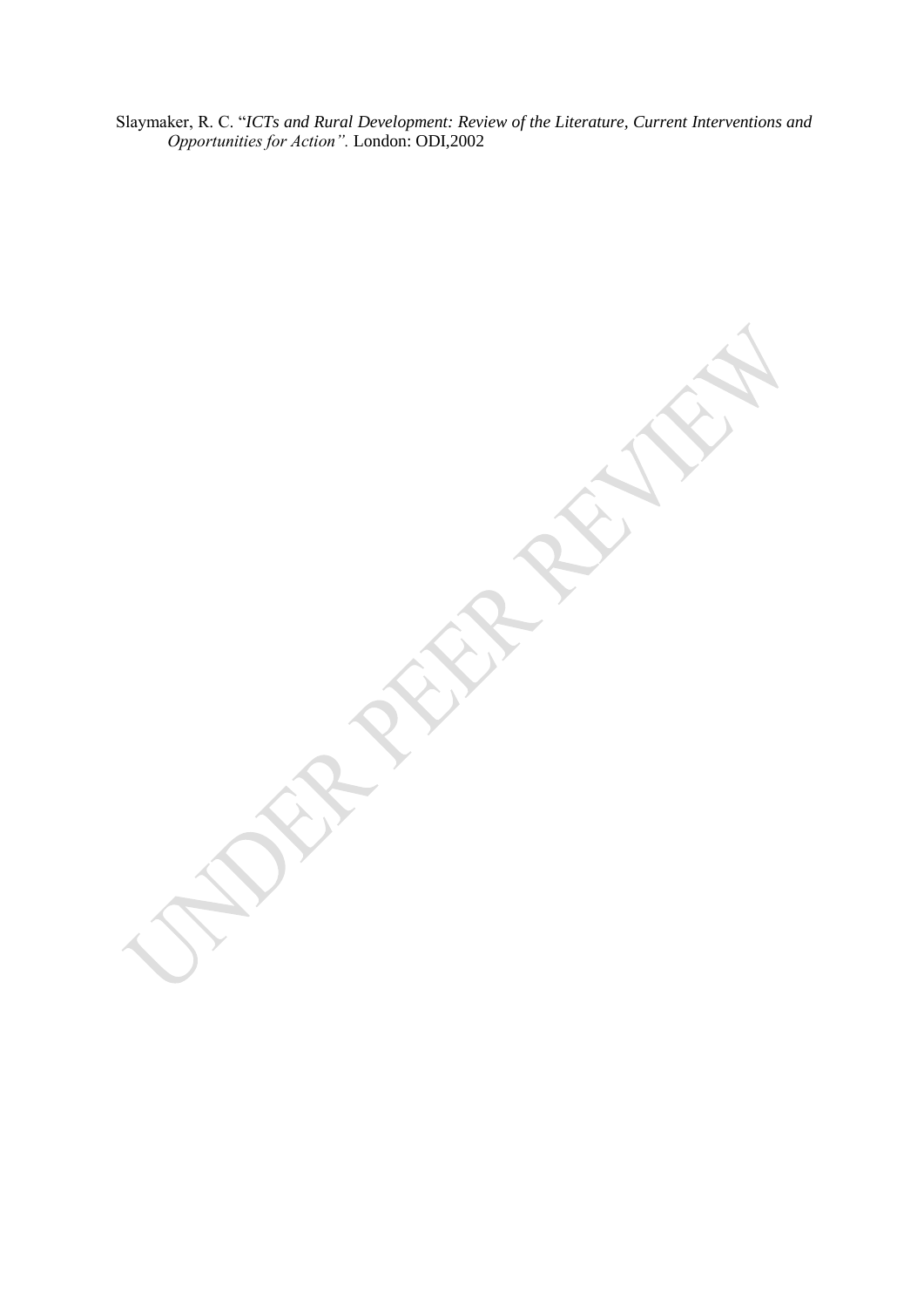Slaymaker, R. C. "*ICTs and Rural Development: Review of the Literature, Current Interventions and Opportunities for Action".* London: ODI,2002